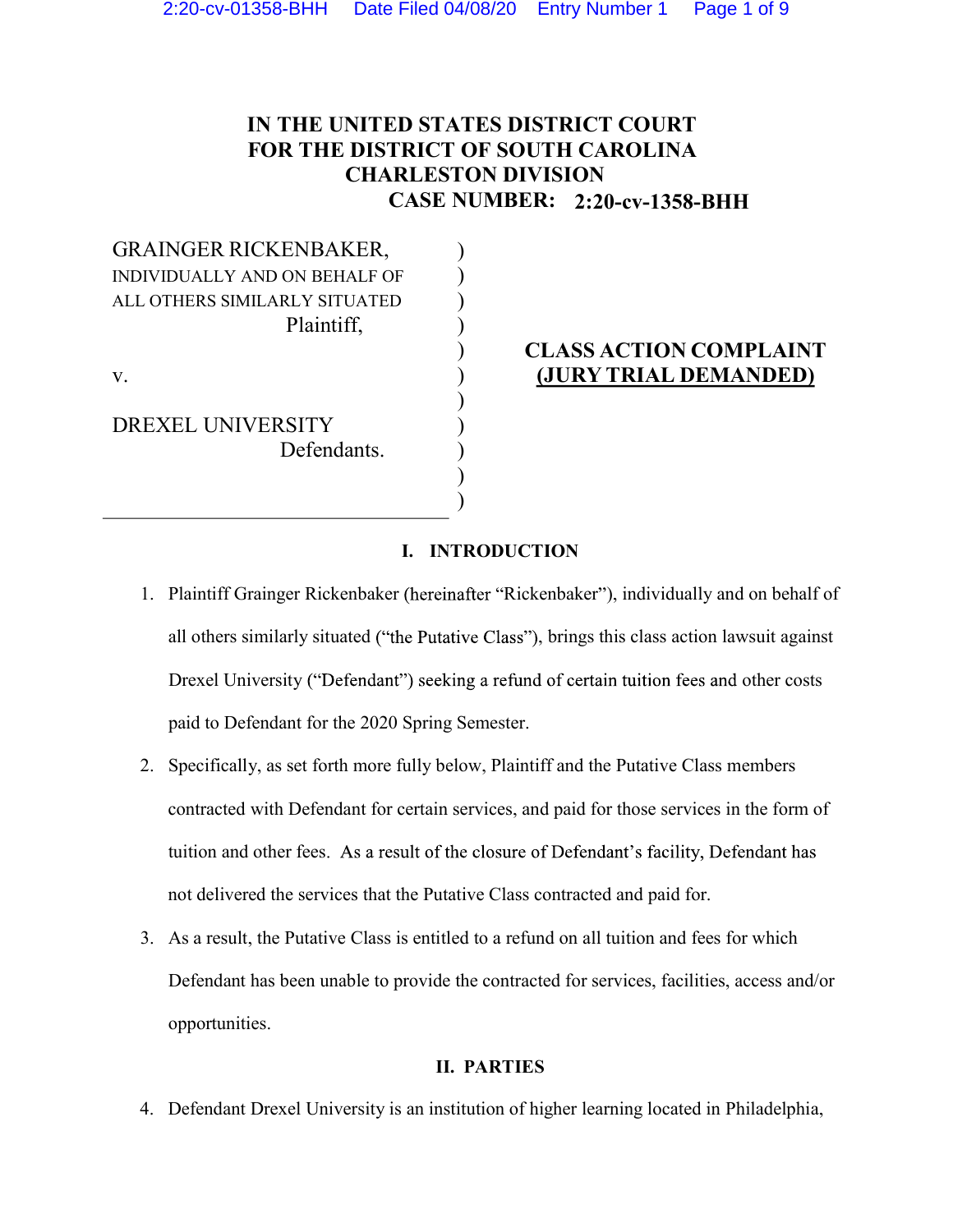# IN THE UNITED STATES DISTRICT COURT
# FOR THE DISTRICT OF SOUTH CAROLINA
# CHARLESTON DIVISION

**CASE NUMBER: 2:20-cv-1358-BHH**

| | |
|---|---|
| GRAINGER RICKENBAKER, INDIVIDUALLY AND ON BEHALF OF ALL OTHERS SIMILARLY SITUATED<br>Plaintiff,<br><br>v.<br><br>DREXEL UNIVERSITY<br>Defendants. | **CLASS ACTION COMPLAINT**<br>**(JURY TRIAL DEMANDED)** |

## I. INTRODUCTION

1. Plaintiff Grainger Rickenbaker (hereinafter "Rickenbaker"), individually and on behalf of all others similarly situated ("the Putative Class"), brings this class action lawsuit against Drexel University ("Defendant") seeking a refund of certain tuition fees and other costs paid to Defendant for the 2020 Spring Semester.

2. Specifically, as set forth more fully below, Plaintiff and the Putative Class members contracted with Defendant for certain services, and paid for those services in the form of tuition and other fees. As a result of the closure of Defendant's facility, Defendant has not delivered the services that the Putative Class contracted and paid for.

3. As a result, the Putative Class is entitled to a refund on all tuition and fees for which Defendant has been unable to provide the contracted for services, facilities, access and/or opportunities.

## II. PARTIES

4. Defendant Drexel University is an institution of higher learning located in Philadelphia,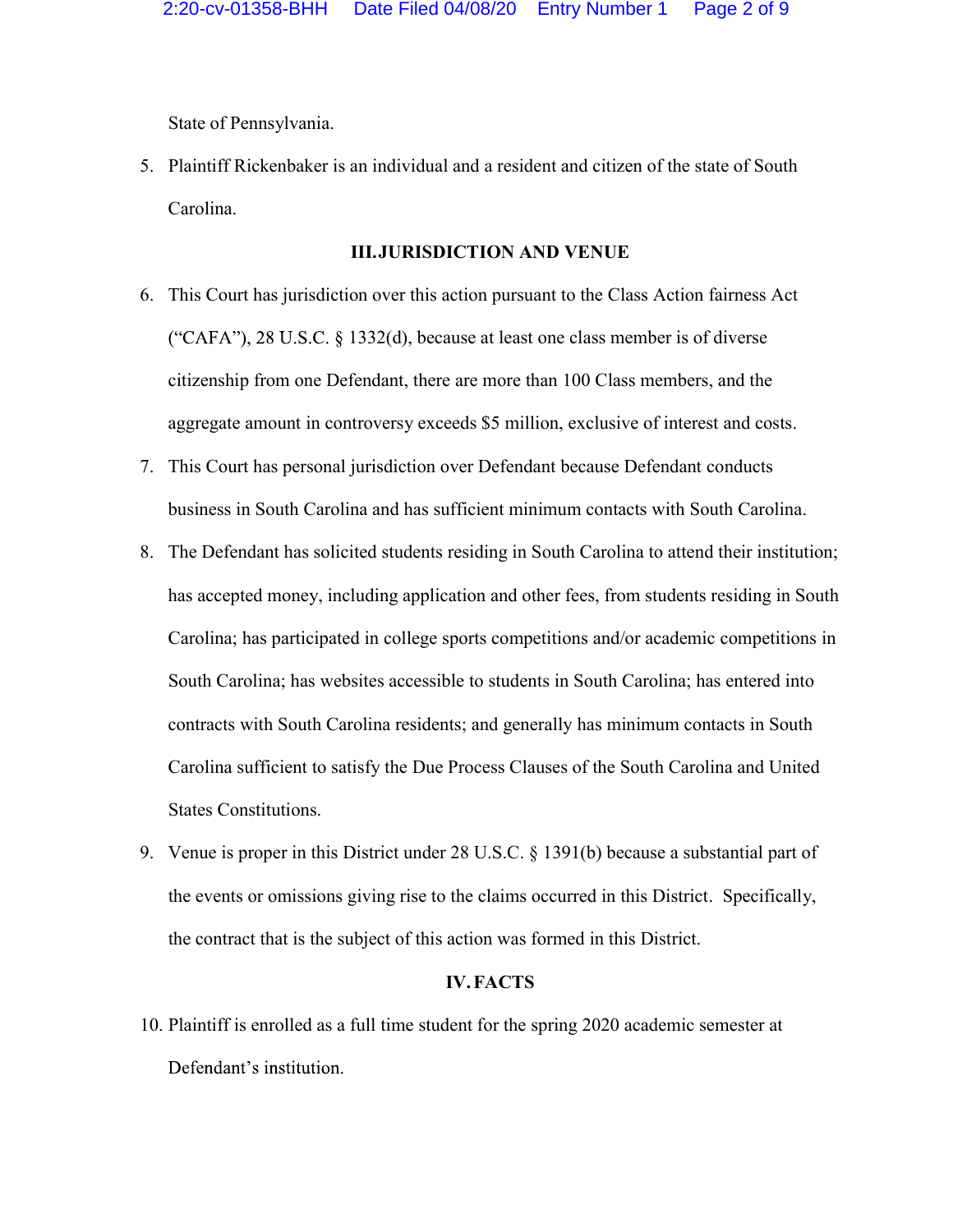State of Pennsylvania.

5. Plaintiff Rickenbaker is an individual and a resident and citizen of the state of South Carolina.

## III. JURISDICTION AND VENUE

6. This Court has jurisdiction over this action pursuant to the Class Action fairness Act ("CAFA"), 28 U.S.C. § 1332(d), because at least one class member is of diverse citizenship from one Defendant, there are more than 100 Class members, and the aggregate amount in controversy exceeds $5 million, exclusive of interest and costs.

7. This Court has personal jurisdiction over Defendant because Defendant conducts business in South Carolina and has sufficient minimum contacts with South Carolina.

8. The Defendant has solicited students residing in South Carolina to attend their institution; has accepted money, including application and other fees, from students residing in South Carolina; has participated in college sports competitions and/or academic competitions in South Carolina; has websites accessible to students in South Carolina; has entered into contracts with South Carolina residents; and generally has minimum contacts in South Carolina sufficient to satisfy the Due Process Clauses of the South Carolina and United States Constitutions.

9. Venue is proper in this District under 28 U.S.C. § 1391(b) because a substantial part of the events or omissions giving rise to the claims occurred in this District. Specifically, the contract that is the subject of this action was formed in this District.

## IV. FACTS

10. Plaintiff is enrolled as a full time student for the spring 2020 academic semester at Defendant's institution.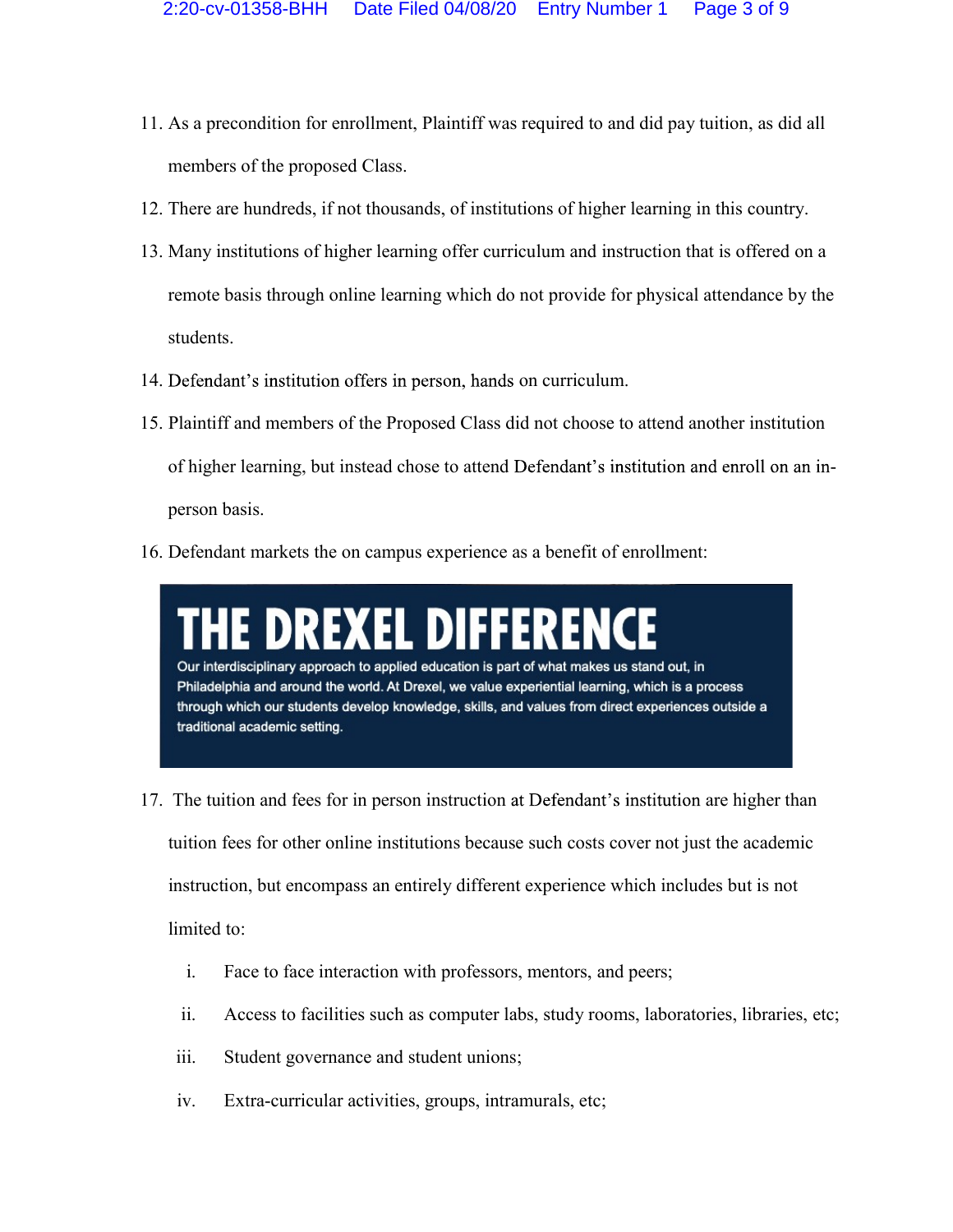11. As a precondition for enrollment, Plaintiff was required to and did pay tuition, as did all members of the proposed Class.

12. There are hundreds, if not thousands, of institutions of higher learning in this country.

13. Many institutions of higher learning offer curriculum and instruction that is offered on a remote basis through online learning which do not provide for physical attendance by the students.

14. Defendant's institution offers in person, hands on curriculum.

15. Plaintiff and members of the Proposed Class did not choose to attend another institution of higher learning, but instead chose to attend Defendant's institution and enroll on an in-person basis.

16. Defendant markets the on campus experience as a benefit of enrollment:

> **THE DREXEL DIFFERENCE**
>
> Our interdisciplinary approach to applied education is part of what makes us stand out, in Philadelphia and around the world. At Drexel, we value experiential learning, which is a process through which our students develop knowledge, skills, and values from direct experiences outside a traditional academic setting.

17. The tuition and fees for in person instruction at Defendant's institution are higher than tuition fees for other online institutions because such costs cover not just the academic instruction, but encompass an entirely different experience which includes but is not limited to:

    i. Face to face interaction with professors, mentors, and peers;

    ii. Access to facilities such as computer labs, study rooms, laboratories, libraries, etc;

    iii. Student governance and student unions;

    iv. Extra-curricular activities, groups, intramurals, etc;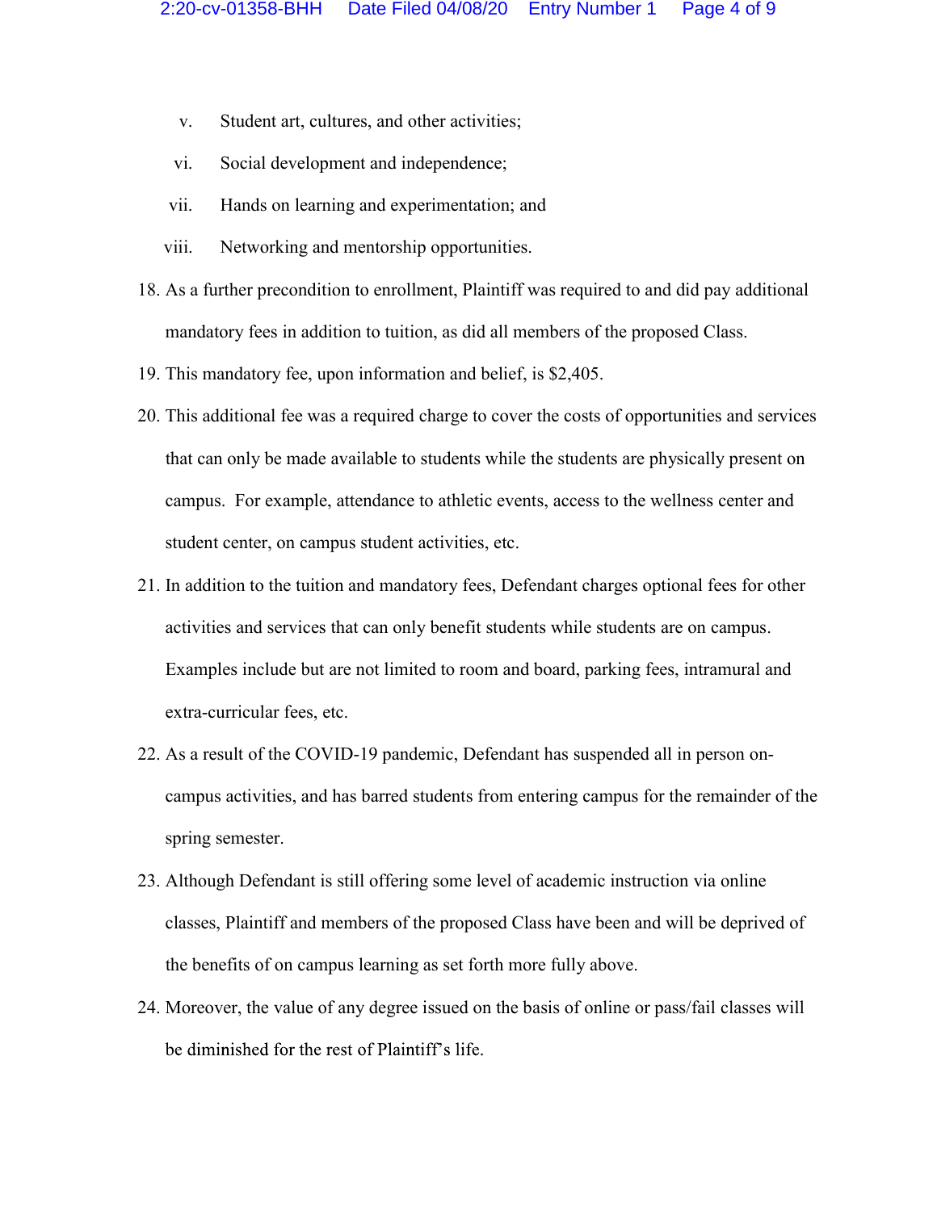v. Student art, cultures, and other activities;

vi. Social development and independence;

vii. Hands on learning and experimentation; and

viii. Networking and mentorship opportunities.

18. As a further precondition to enrollment, Plaintiff was required to and did pay additional mandatory fees in addition to tuition, as did all members of the proposed Class.

19. This mandatory fee, upon information and belief, is $2,405.

20. This additional fee was a required charge to cover the costs of opportunities and services that can only be made available to students while the students are physically present on campus. For example, attendance to athletic events, access to the wellness center and student center, on campus student activities, etc.

21. In addition to the tuition and mandatory fees, Defendant charges optional fees for other activities and services that can only benefit students while students are on campus. Examples include but are not limited to room and board, parking fees, intramural and extra-curricular fees, etc.

22. As a result of the COVID-19 pandemic, Defendant has suspended all in person on-campus activities, and has barred students from entering campus for the remainder of the spring semester.

23. Although Defendant is still offering some level of academic instruction via online classes, Plaintiff and members of the proposed Class have been and will be deprived of the benefits of on campus learning as set forth more fully above.

24. Moreover, the value of any degree issued on the basis of online or pass/fail classes will be diminished for the rest of Plaintiff's life.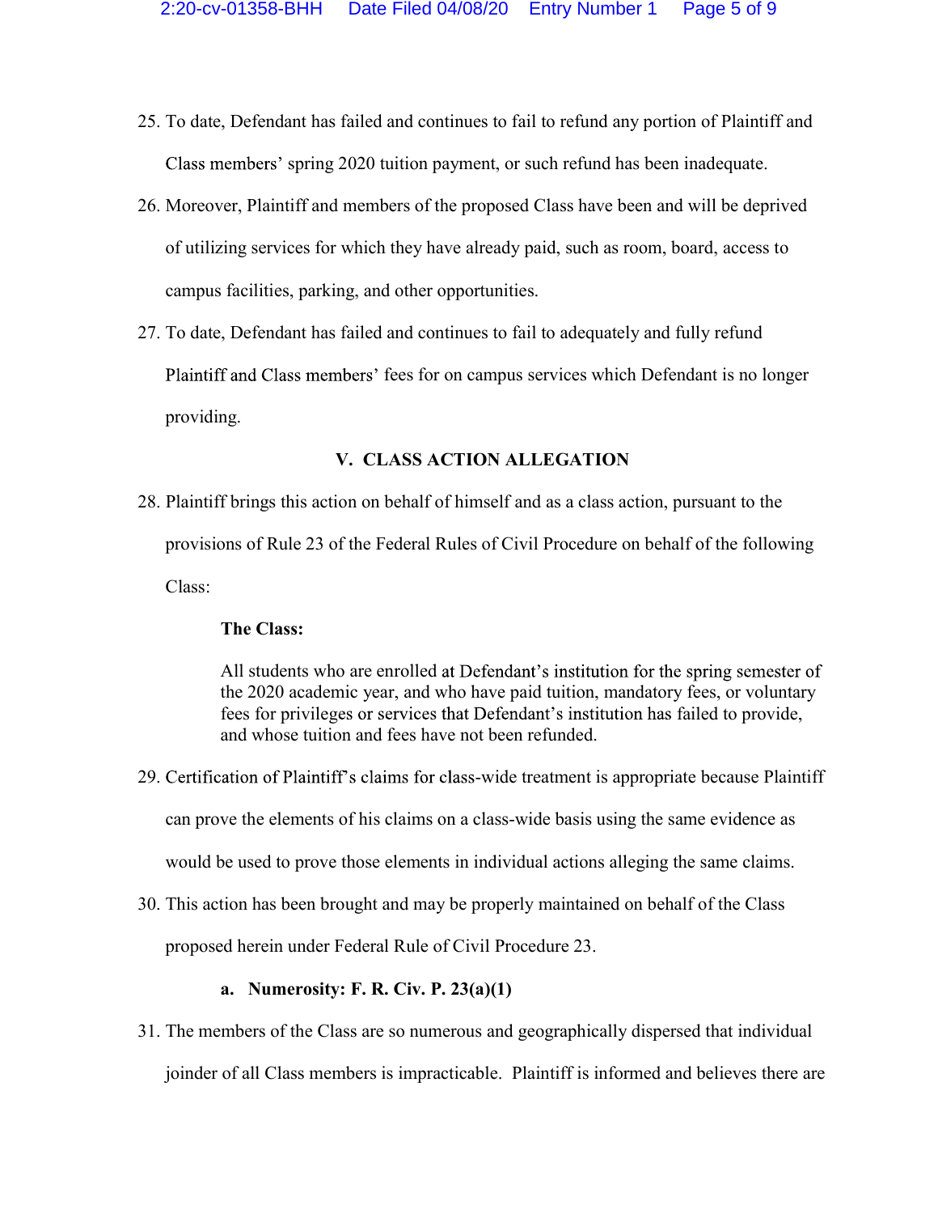25. To date, Defendant has failed and continues to fail to refund any portion of Plaintiff and Class members' spring 2020 tuition payment, or such refund has been inadequate.

26. Moreover, Plaintiff and members of the proposed Class have been and will be deprived of utilizing services for which they have already paid, such as room, board, access to campus facilities, parking, and other opportunities.

27. To date, Defendant has failed and continues to fail to adequately and fully refund Plaintiff and Class members' fees for on campus services which Defendant is no longer providing.

## V. CLASS ACTION ALLEGATION

28. Plaintiff brings this action on behalf of himself and as a class action, pursuant to the provisions of Rule 23 of the Federal Rules of Civil Procedure on behalf of the following Class:

> **The Class:**
>
> All students who are enrolled at Defendant's institution for the spring semester of the 2020 academic year, and who have paid tuition, mandatory fees, or voluntary fees for privileges or services that Defendant's institution has failed to provide, and whose tuition and fees have not been refunded.

29. Certification of Plaintiff's claims for class-wide treatment is appropriate because Plaintiff can prove the elements of his claims on a class-wide basis using the same evidence as would be used to prove those elements in individual actions alleging the same claims.

30. This action has been brought and may be properly maintained on behalf of the Class proposed herein under Federal Rule of Civil Procedure 23.

### a. Numerosity: F. R. Civ. P. 23(a)(1)

31. The members of the Class are so numerous and geographically dispersed that individual joinder of all Class members is impracticable. Plaintiff is informed and believes there are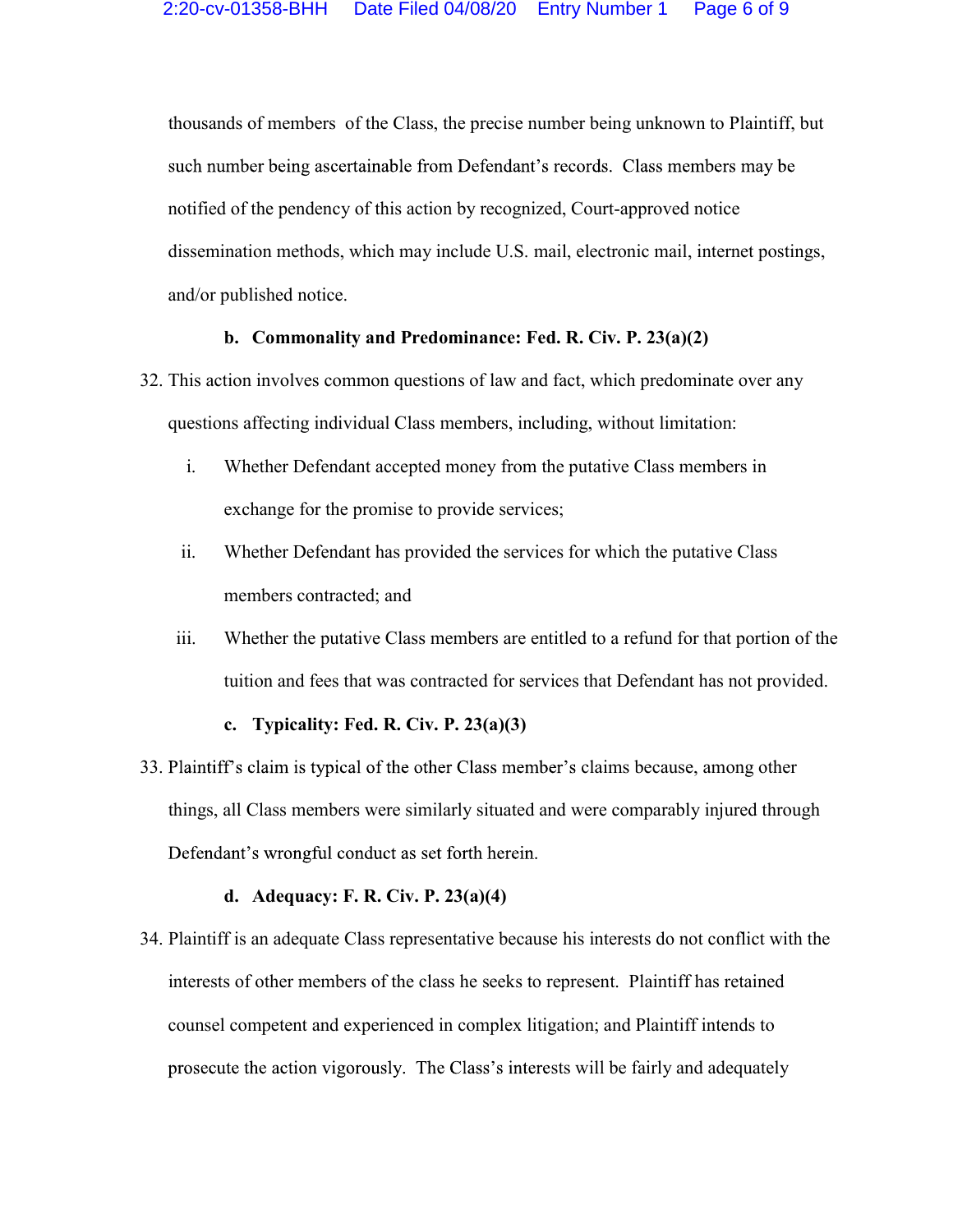thousands of members of the Class, the precise number being unknown to Plaintiff, but such number being ascertainable from Defendant's records. Class members may be notified of the pendency of this action by recognized, Court-approved notice dissemination methods, which may include U.S. mail, electronic mail, internet postings, and/or published notice.

**b. Commonality and Predominance: Fed. R. Civ. P. 23(a)(2)**

32. This action involves common questions of law and fact, which predominate over any questions affecting individual Class members, including, without limitation:

   i. Whether Defendant accepted money from the putative Class members in exchange for the promise to provide services;

   ii. Whether Defendant has provided the services for which the putative Class members contracted; and

   iii. Whether the putative Class members are entitled to a refund for that portion of the tuition and fees that was contracted for services that Defendant has not provided.

**c. Typicality: Fed. R. Civ. P. 23(a)(3)**

33. Plaintiff's claim is typical of the other Class member's claims because, among other things, all Class members were similarly situated and were comparably injured through Defendant's wrongful conduct as set forth herein.

**d. Adequacy: F. R. Civ. P. 23(a)(4)**

34. Plaintiff is an adequate Class representative because his interests do not conflict with the interests of other members of the class he seeks to represent. Plaintiff has retained counsel competent and experienced in complex litigation; and Plaintiff intends to prosecute the action vigorously. The Class's interests will be fairly and adequately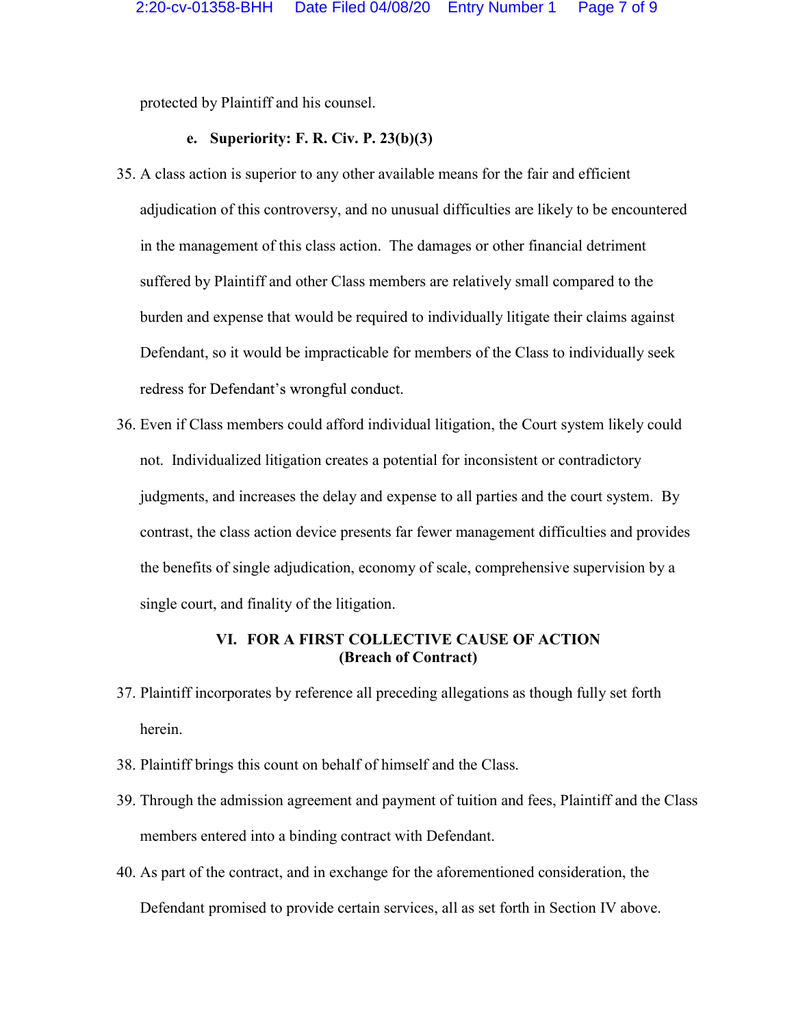protected by Plaintiff and his counsel.

**e. Superiority: F. R. Civ. P. 23(b)(3)**

35. A class action is superior to any other available means for the fair and efficient adjudication of this controversy, and no unusual difficulties are likely to be encountered in the management of this class action. The damages or other financial detriment suffered by Plaintiff and other Class members are relatively small compared to the burden and expense that would be required to individually litigate their claims against Defendant, so it would be impracticable for members of the Class to individually seek redress for Defendant's wrongful conduct.

36. Even if Class members could afford individual litigation, the Court system likely could not. Individualized litigation creates a potential for inconsistent or contradictory judgments, and increases the delay and expense to all parties and the court system. By contrast, the class action device presents far fewer management difficulties and provides the benefits of single adjudication, economy of scale, comprehensive supervision by a single court, and finality of the litigation.

## VI. FOR A FIRST COLLECTIVE CAUSE OF ACTION (Breach of Contract)

37. Plaintiff incorporates by reference all preceding allegations as though fully set forth herein.

38. Plaintiff brings this count on behalf of himself and the Class.

39. Through the admission agreement and payment of tuition and fees, Plaintiff and the Class members entered into a binding contract with Defendant.

40. As part of the contract, and in exchange for the aforementioned consideration, the Defendant promised to provide certain services, all as set forth in Section IV above.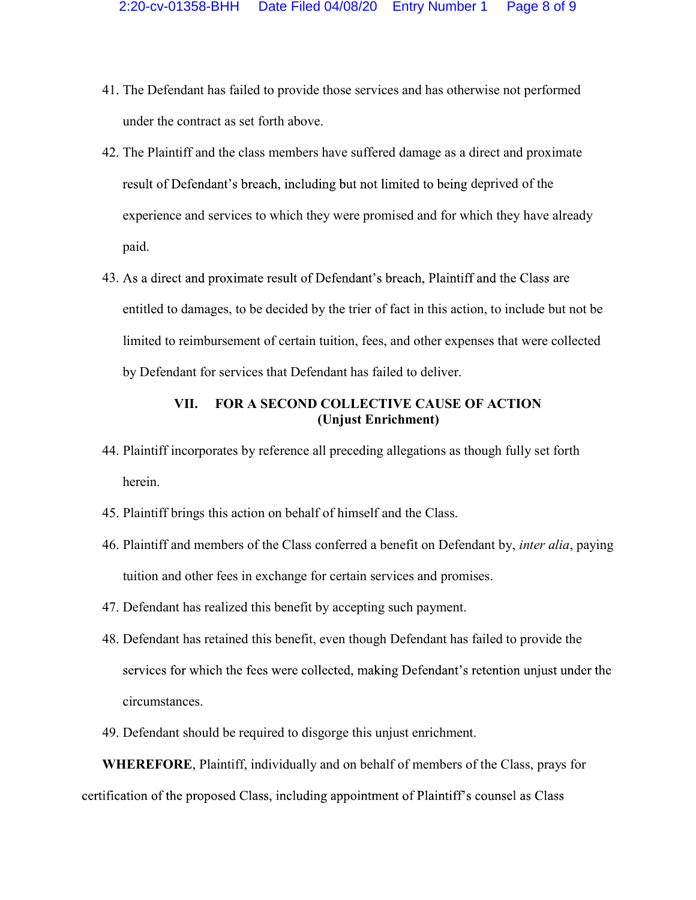41. The Defendant has failed to provide those services and has otherwise not performed under the contract as set forth above.

42. The Plaintiff and the class members have suffered damage as a direct and proximate result of Defendant's breach, including but not limited to being deprived of the experience and services to which they were promised and for which they have already paid.

43. As a direct and proximate result of Defendant's breach, Plaintiff and the Class are entitled to damages, to be decided by the trier of fact in this action, to include but not be limited to reimbursement of certain tuition, fees, and other expenses that were collected by Defendant for services that Defendant has failed to deliver.

## VII. FOR A SECOND COLLECTIVE CAUSE OF ACTION (Unjust Enrichment)

44. Plaintiff incorporates by reference all preceding allegations as though fully set forth herein.

45. Plaintiff brings this action on behalf of himself and the Class.

46. Plaintiff and members of the Class conferred a benefit on Defendant by, *inter alia*, paying tuition and other fees in exchange for certain services and promises.

47. Defendant has realized this benefit by accepting such payment.

48. Defendant has retained this benefit, even though Defendant has failed to provide the services for which the fees were collected, making Defendant's retention unjust under the circumstances.

49. Defendant should be required to disgorge this unjust enrichment.

**WHEREFORE**, Plaintiff, individually and on behalf of members of the Class, prays for certification of the proposed Class, including appointment of Plaintiff's counsel as Class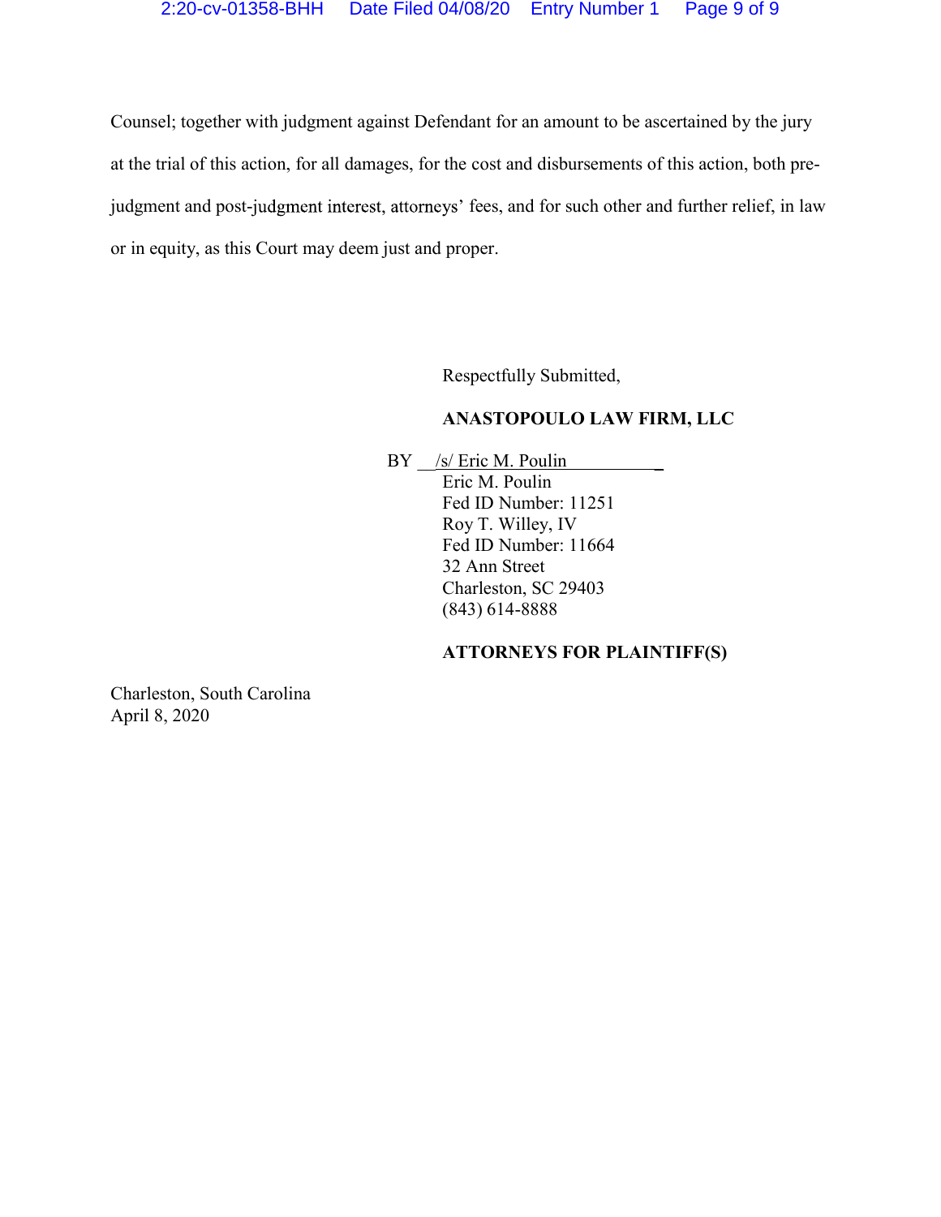Counsel; together with judgment against Defendant for an amount to be ascertained by the jury at the trial of this action, for all damages, for the cost and disbursements of this action, both pre-judgment and post-judgment interest, attorneys' fees, and for such other and further relief, in law or in equity, as this Court may deem just and proper.

Respectfully Submitted,

**ANASTOPOULO LAW FIRM, LLC**

BY /s/ Eric M. Poulin
Eric M. Poulin
Fed ID Number: 11251
Roy T. Willey, IV
Fed ID Number: 11664
32 Ann Street
Charleston, SC 29403
(843) 614-8888

**ATTORNEYS FOR PLAINTIFF(S)**

Charleston, South Carolina
April 8, 2020